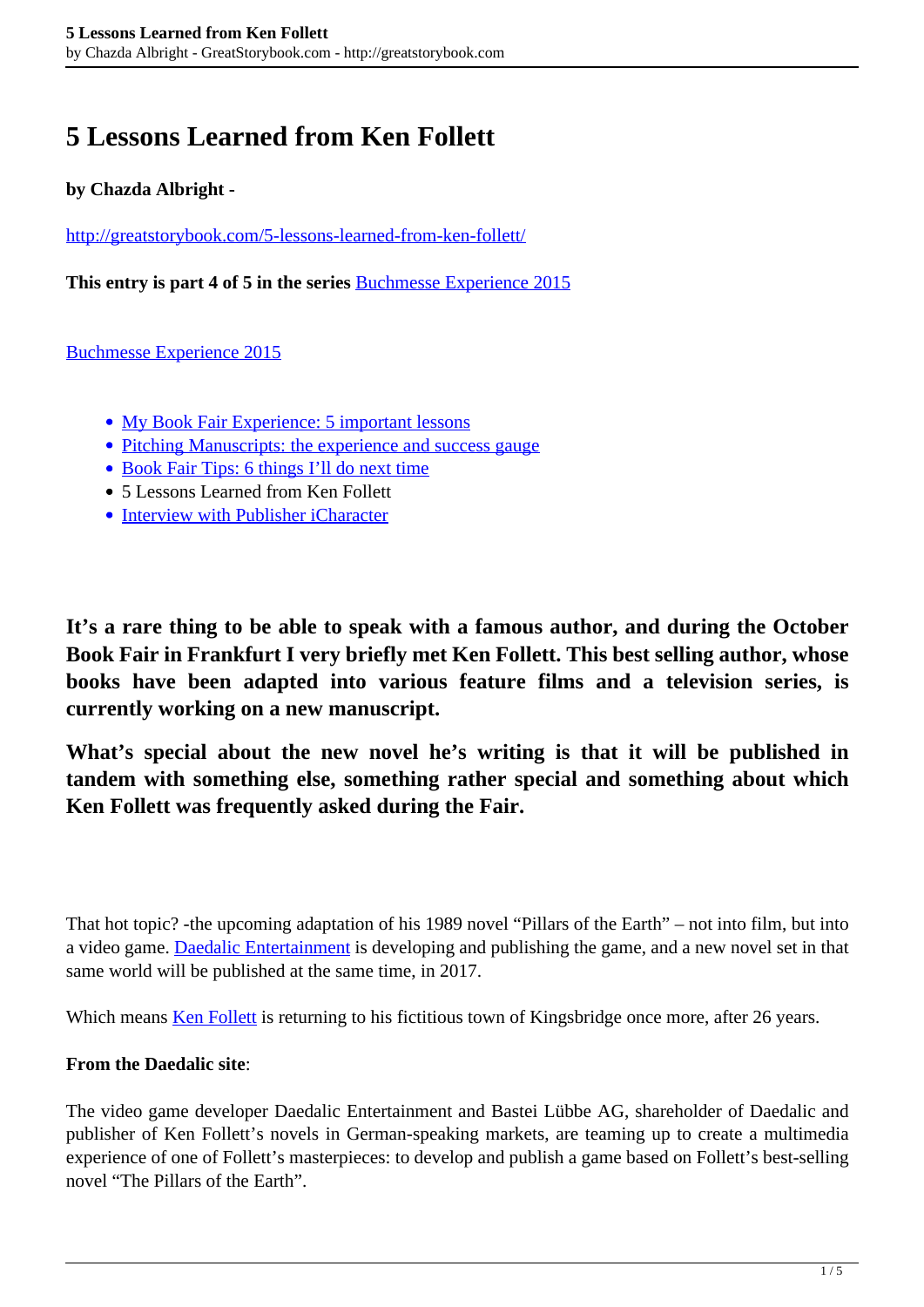# 5 Lessons Learned from Ken Follett

**by Chazda Albright -**

[http://greatstorybook.com/5-lessons-learned-from-ken-follett/](http://greatstorybook.com/5-lessons-learned-from-ken-follett/)

**This entry is part 4 of 5 in the series** [Buchmesse Experience 2015]()

[Buchmesse Experience 2015]()

- [My Book Fair Experience: 5 important lessons]()
- [Pitching Manuscripts: the experience and success gauge]()
- [Book Fair Tips: 6 things I'll do next time]()
- 5 Lessons Learned from Ken Follett
- [Interview with Publisher iCharacter]()

**It's a rare thing to be able to speak with a famous author, and during the October Book Fair in Frankfurt I very briefly met Ken Follett. This best selling author, whose books have been adapted into various feature films and a television series, is currently working on a new manuscript.**

**What's special about the new novel he's writing is that it will be published in tandem with something else, something rather special and something about which Ken Follett was frequently asked during the Fair.**

That hot topic? -the upcoming adaptation of his 1989 novel "Pillars of the Earth" – not into film, but into a video game. [Daedalic Entertainment]() is developing and publishing the game, and a new novel set in that same world will be published at the same time, in 2017.

Which means [Ken Follett]() is returning to his fictitious town of Kingsbridge once more, after 26 years.

**From the Daedalic site**:

The video game developer Daedalic Entertainment and Bastei Lübbe AG, shareholder of Daedalic and publisher of Ken Follett's novels in German-speaking markets, are teaming up to create a multimedia experience of one of Follett's masterpieces: to develop and publish a game based on Follett's best-selling novel "The Pillars of the Earth".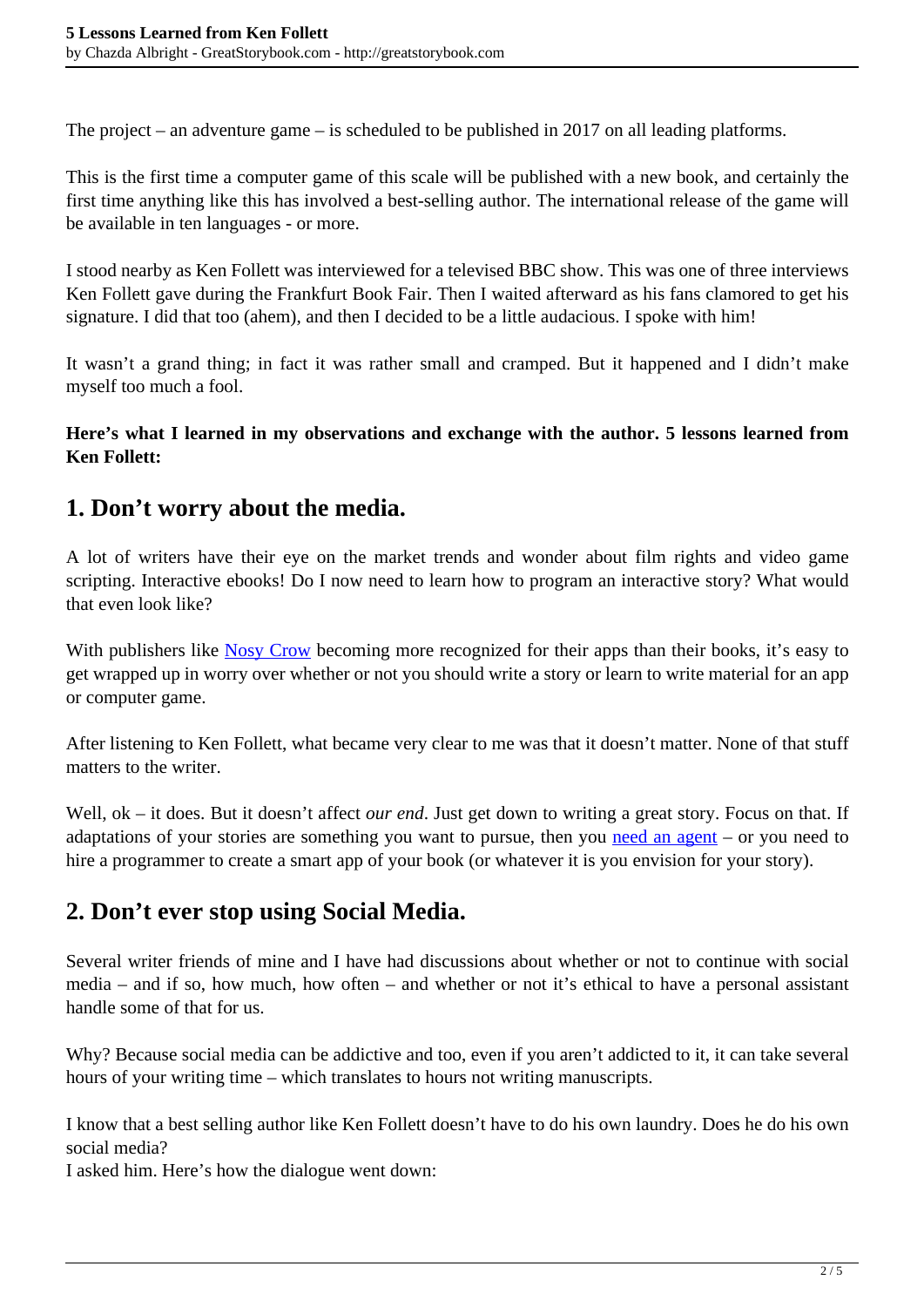The project – an adventure game – is scheduled to be published in 2017 on all leading platforms.

This is the first time a computer game of this scale will be published with a new book, and certainly the first time anything like this has involved a best-selling author. The international release of the game will be available in ten languages - or more.

I stood nearby as Ken Follett was interviewed for a televised BBC show. This was one of three interviews Ken Follett gave during the Frankfurt Book Fair. Then I waited afterward as his fans clamored to get his signature. I did that too (ahem), and then I decided to be a little audacious. I spoke with him!

It wasn't a grand thing; in fact it was rather small and cramped. But it happened and I didn't make myself too much a fool.

**Here's what I learned in my observations and exchange with the author. 5 lessons learned from Ken Follett:**

## 1. Don't worry about the media.

A lot of writers have their eye on the market trends and wonder about film rights and video game scripting. Interactive ebooks! Do I now need to learn how to program an interactive story? What would that even look like?

With publishers like Nosy Crow becoming more recognized for their apps than their books, it's easy to get wrapped up in worry over whether or not you should write a story or learn to write material for an app or computer game.

After listening to Ken Follett, what became very clear to me was that it doesn't matter. None of that stuff matters to the writer.

Well, ok – it does. But it doesn't affect *our end*. Just get down to writing a great story. Focus on that. If adaptations of your stories are something you want to pursue, then you need an agent – or you need to hire a programmer to create a smart app of your book (or whatever it is you envision for your story).

## 2. Don't ever stop using Social Media.

Several writer friends of mine and I have had discussions about whether or not to continue with social media – and if so, how much, how often – and whether or not it's ethical to have a personal assistant handle some of that for us.

Why? Because social media can be addictive and too, even if you aren't addicted to it, it can take several hours of your writing time – which translates to hours not writing manuscripts.

I know that a best selling author like Ken Follett doesn't have to do his own laundry. Does he do his own social media?
I asked him. Here's how the dialogue went down: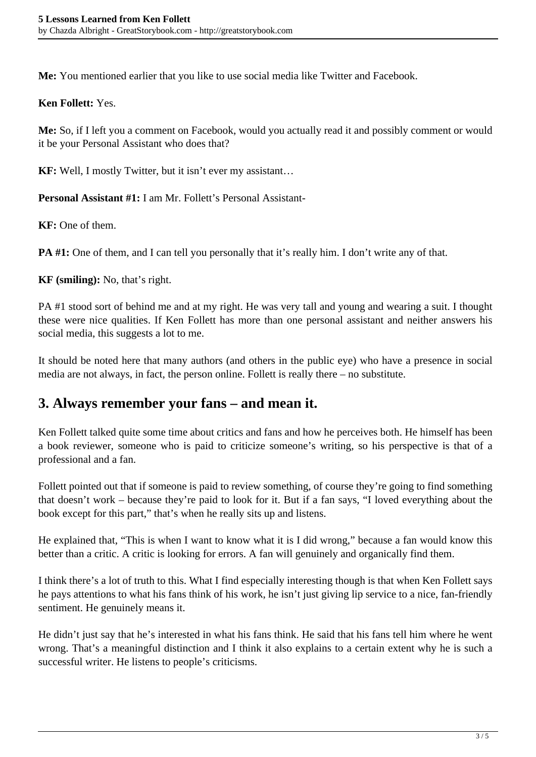**Me:** You mentioned earlier that you like to use social media like Twitter and Facebook.

**Ken Follett:** Yes.

**Me:** So, if I left you a comment on Facebook, would you actually read it and possibly comment or would it be your Personal Assistant who does that?

**KF:** Well, I mostly Twitter, but it isn't ever my assistant…

**Personal Assistant #1:** I am Mr. Follett's Personal Assistant-

**KF:** One of them.

**PA #1:** One of them, and I can tell you personally that it's really him. I don't write any of that.

**KF (smiling):** No, that's right.

PA #1 stood sort of behind me and at my right. He was very tall and young and wearing a suit. I thought these were nice qualities. If Ken Follett has more than one personal assistant and neither answers his social media, this suggests a lot to me.

It should be noted here that many authors (and others in the public eye) who have a presence in social media are not always, in fact, the person online. Follett is really there – no substitute.

## 3. Always remember your fans – and mean it.

Ken Follett talked quite some time about critics and fans and how he perceives both. He himself has been a book reviewer, someone who is paid to criticize someone's writing, so his perspective is that of a professional and a fan.

Follett pointed out that if someone is paid to review something, of course they're going to find something that doesn't work – because they're paid to look for it. But if a fan says, "I loved everything about the book except for this part," that's when he really sits up and listens.

He explained that, "This is when I want to know what it is I did wrong," because a fan would know this better than a critic. A critic is looking for errors. A fan will genuinely and organically find them.

I think there's a lot of truth to this. What I find especially interesting though is that when Ken Follett says he pays attentions to what his fans think of his work, he isn't just giving lip service to a nice, fan-friendly sentiment. He genuinely means it.

He didn't just say that he's interested in what his fans think. He said that his fans tell him where he went wrong. That's a meaningful distinction and I think it also explains to a certain extent why he is such a successful writer. He listens to people's criticisms.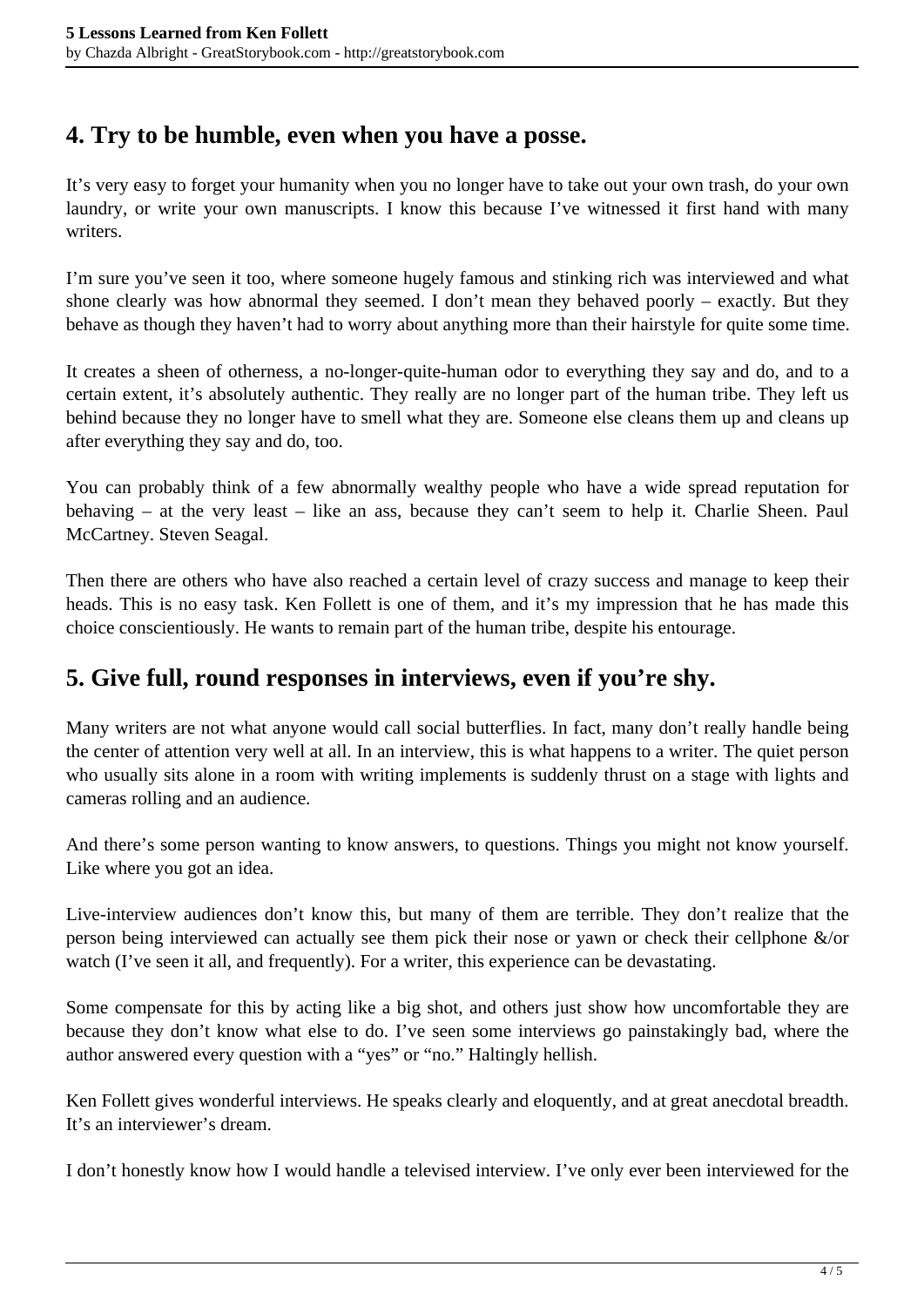## 4. Try to be humble, even when you have a posse.

It's very easy to forget your humanity when you no longer have to take out your own trash, do your own laundry, or write your own manuscripts. I know this because I've witnessed it first hand with many writers.

I'm sure you've seen it too, where someone hugely famous and stinking rich was interviewed and what shone clearly was how abnormal they seemed. I don't mean they behaved poorly – exactly. But they behave as though they haven't had to worry about anything more than their hairstyle for quite some time.

It creates a sheen of otherness, a no-longer-quite-human odor to everything they say and do, and to a certain extent, it's absolutely authentic. They really are no longer part of the human tribe. They left us behind because they no longer have to smell what they are. Someone else cleans them up and cleans up after everything they say and do, too.

You can probably think of a few abnormally wealthy people who have a wide spread reputation for behaving – at the very least – like an ass, because they can't seem to help it. Charlie Sheen. Paul McCartney. Steven Seagal.

Then there are others who have also reached a certain level of crazy success and manage to keep their heads. This is no easy task. Ken Follett is one of them, and it's my impression that he has made this choice conscientiously. He wants to remain part of the human tribe, despite his entourage.

## 5. Give full, round responses in interviews, even if you're shy.

Many writers are not what anyone would call social butterflies. In fact, many don't really handle being the center of attention very well at all. In an interview, this is what happens to a writer. The quiet person who usually sits alone in a room with writing implements is suddenly thrust on a stage with lights and cameras rolling and an audience.

And there's some person wanting to know answers, to questions. Things you might not know yourself. Like where you got an idea.

Live-interview audiences don't know this, but many of them are terrible. They don't realize that the person being interviewed can actually see them pick their nose or yawn or check their cellphone &/or watch (I've seen it all, and frequently). For a writer, this experience can be devastating.

Some compensate for this by acting like a big shot, and others just show how uncomfortable they are because they don't know what else to do. I've seen some interviews go painstakingly bad, where the author answered every question with a "yes" or "no." Haltingly hellish.

Ken Follett gives wonderful interviews. He speaks clearly and eloquently, and at great anecdotal breadth. It's an interviewer's dream.

I don't honestly know how I would handle a televised interview. I've only ever been interviewed for the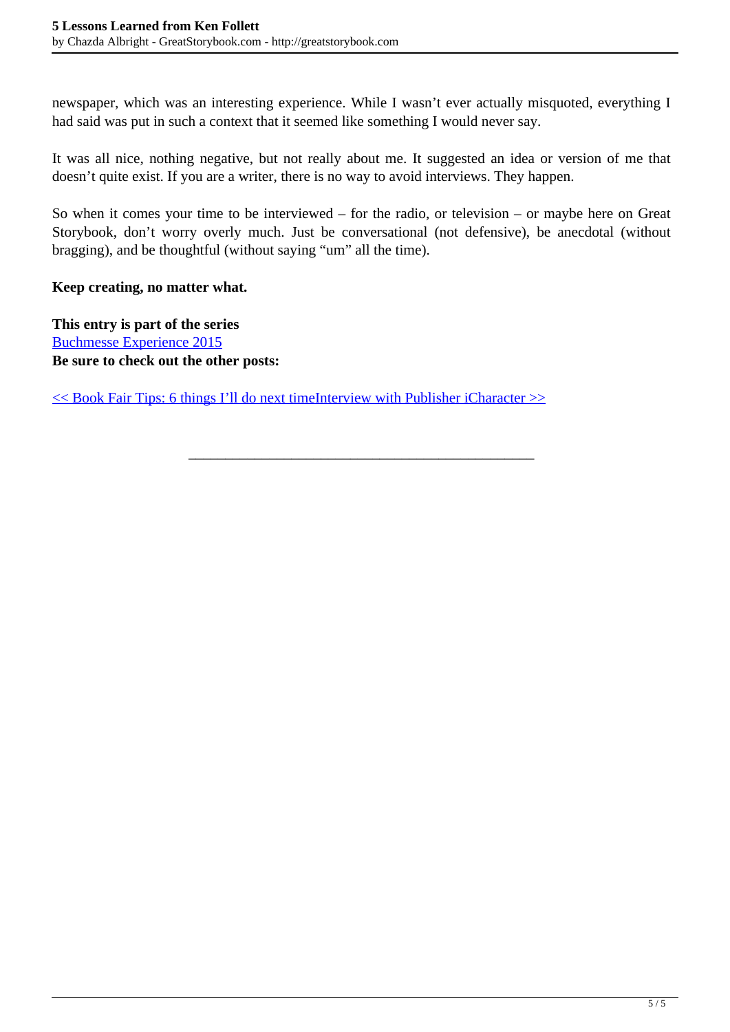newspaper, which was an interesting experience. While I wasn't ever actually misquoted, everything I had said was put in such a context that it seemed like something I would never say.

It was all nice, nothing negative, but not really about me. It suggested an idea or version of me that doesn't quite exist. If you are a writer, there is no way to avoid interviews. They happen.

So when it comes your time to be interviewed – for the radio, or television – or maybe here on Great Storybook, don't worry overly much. Just be conversational (not defensive), be anecdotal (without bragging), and be thoughtful (without saying "um" all the time).

**Keep creating, no matter what.**

**This entry is part of the series**
Buchmesse Experience 2015
**Be sure to check out the other posts:**

<< Book Fair Tips: 6 things I'll do next timeInterview with Publisher iCharacter >>

---